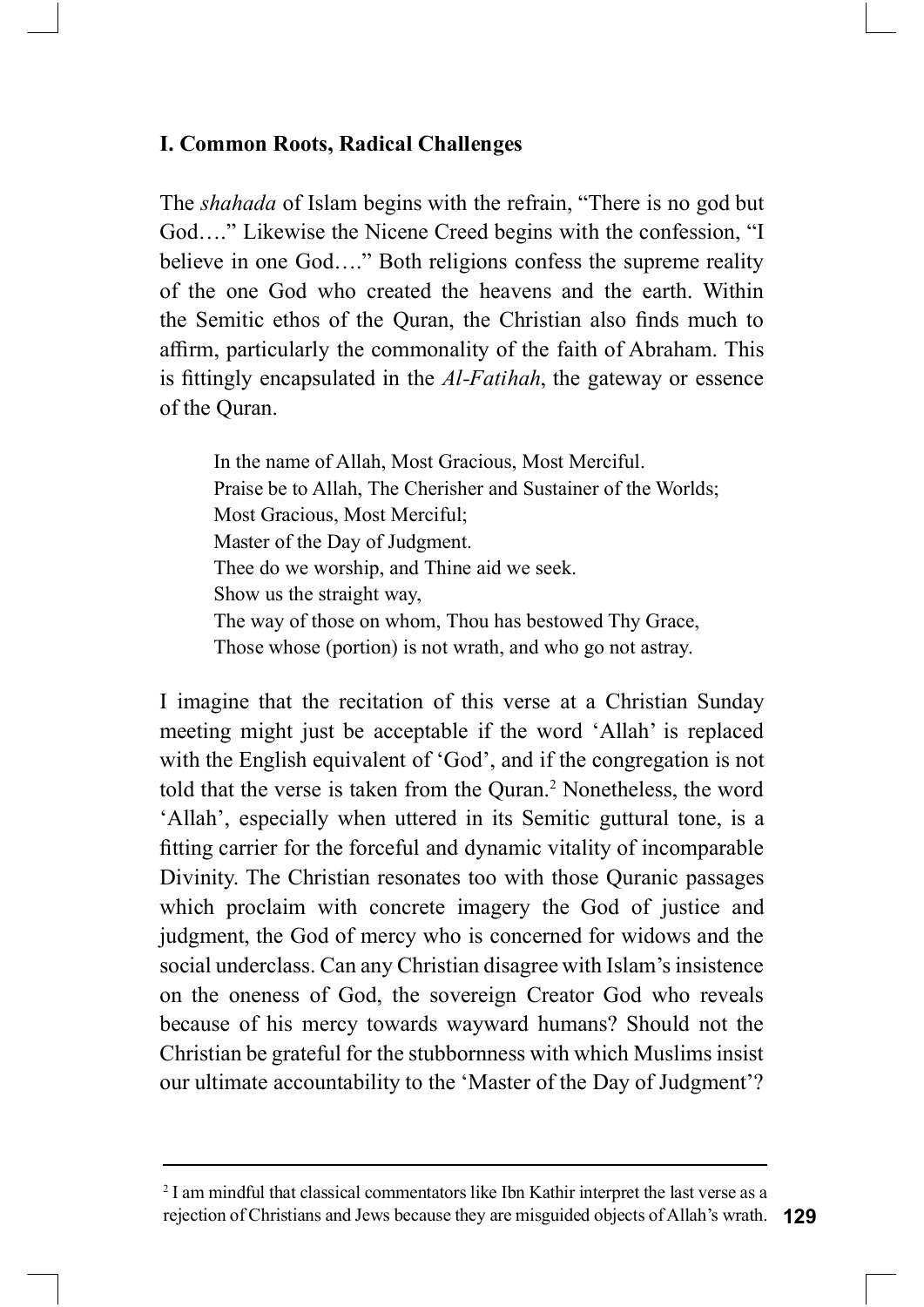## I. Common Roots, Radical Challenges

The *shahada* of Islam begins with the refrain, "There is no god but God…." Likewise the Nicene Creed begins with the confession, "I believe in one God…." Both religions confess the supreme reality of the one God who created the heavens and the earth. Within the Semitic ethos of the Quran, the Christian also finds much to affirm, particularly the commonality of the faith of Abraham. This is fittingly encapsulated in the *Al-Fatihah*, the gateway or essence of the Quran.

> In the name of Allah, Most Gracious, Most Merciful.
> Praise be to Allah, The Cherisher and Sustainer of the Worlds;
> Most Gracious, Most Merciful;
> Master of the Day of Judgment.
> Thee do we worship, and Thine aid we seek.
> Show us the straight way,
> The way of those on whom, Thou has bestowed Thy Grace,
> Those whose (portion) is not wrath, and who go not astray.

I imagine that the recitation of this verse at a Christian Sunday meeting might just be acceptable if the word 'Allah' is replaced with the English equivalent of 'God', and if the congregation is not told that the verse is taken from the Quran.[2] Nonetheless, the word 'Allah', especially when uttered in its Semitic guttural tone, is a fitting carrier for the forceful and dynamic vitality of incomparable Divinity. The Christian resonates too with those Quranic passages which proclaim with concrete imagery the God of justice and judgment, the God of mercy who is concerned for widows and the social underclass. Can any Christian disagree with Islam's insistence on the oneness of God, the sovereign Creator God who reveals because of his mercy towards wayward humans? Should not the Christian be grateful for the stubbornness with which Muslims insist our ultimate accountability to the 'Master of the Day of Judgment'?

---

[2] I am mindful that classical commentators like Ibn Kathir interpret the last verse as a rejection of Christians and Jews because they are misguided objects of Allah's wrath.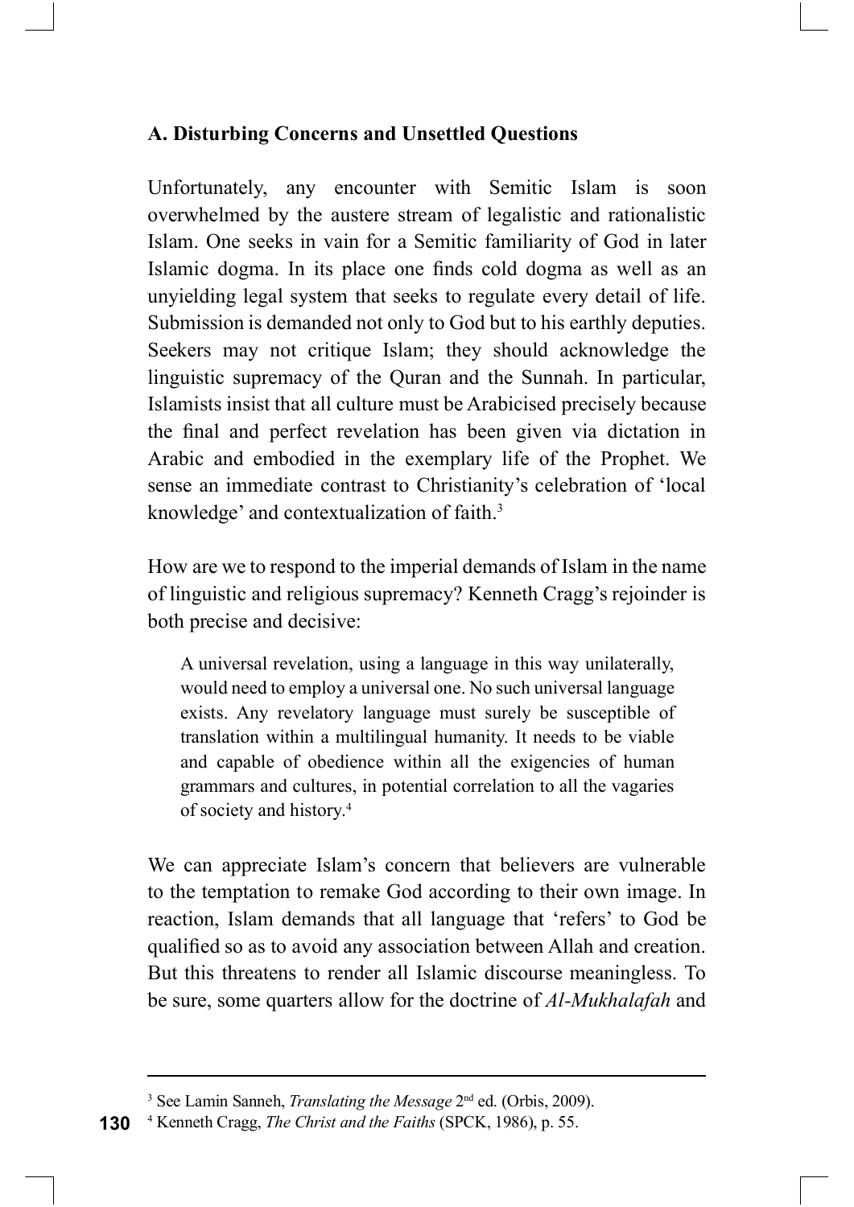### A. Disturbing Concerns and Unsettled Questions

Unfortunately, any encounter with Semitic Islam is soon overwhelmed by the austere stream of legalistic and rationalistic Islam. One seeks in vain for a Semitic familiarity of God in later Islamic dogma. In its place one finds cold dogma as well as an unyielding legal system that seeks to regulate every detail of life. Submission is demanded not only to God but to his earthly deputies. Seekers may not critique Islam; they should acknowledge the linguistic supremacy of the Quran and the Sunnah. In particular, Islamists insist that all culture must be Arabicised precisely because the final and perfect revelation has been given via dictation in Arabic and embodied in the exemplary life of the Prophet. We sense an immediate contrast to Christianity's celebration of 'local knowledge' and contextualization of faith.[3]

How are we to respond to the imperial demands of Islam in the name of linguistic and religious supremacy? Kenneth Cragg's rejoinder is both precise and decisive:

> A universal revelation, using a language in this way unilaterally, would need to employ a universal one. No such universal language exists. Any revelatory language must surely be susceptible of translation within a multilingual humanity. It needs to be viable and capable of obedience within all the exigencies of human grammars and cultures, in potential correlation to all the vagaries of society and history.[4]

We can appreciate Islam's concern that believers are vulnerable to the temptation to remake God according to their own image. In reaction, Islam demands that all language that 'refers' to God be qualified so as to avoid any association between Allah and creation. But this threatens to render all Islamic discourse meaningless. To be sure, some quarters allow for the doctrine of *Al-Mukhalafah* and

---

[3] See Lamin Sanneh, *Translating the Message* 2nd ed. (Orbis, 2009).

[4] Kenneth Cragg, *The Christ and the Faiths* (SPCK, 1986), p. 55.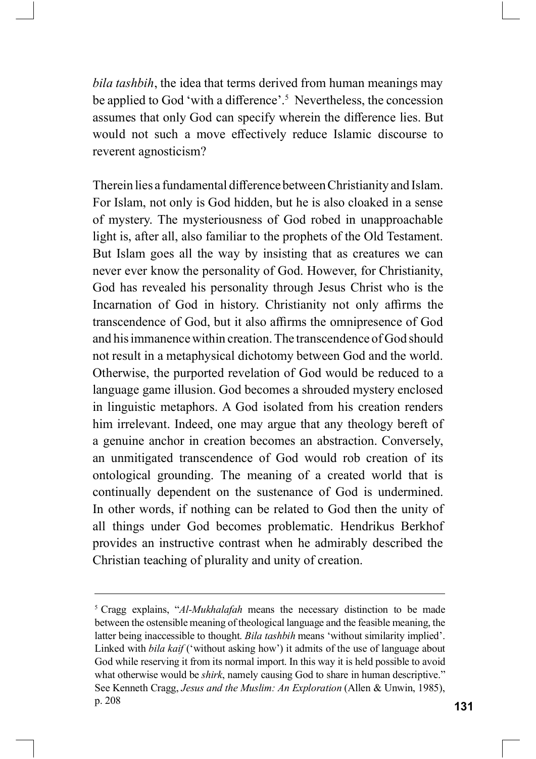*bila tashbih*, the idea that terms derived from human meanings may be applied to God 'with a difference'.[5] Nevertheless, the concession assumes that only God can specify wherein the difference lies. But would not such a move effectively reduce Islamic discourse to reverent agnosticism?

Therein lies a fundamental difference between Christianity and Islam. For Islam, not only is God hidden, but he is also cloaked in a sense of mystery. The mysteriousness of God robed in unapproachable light is, after all, also familiar to the prophets of the Old Testament. But Islam goes all the way by insisting that as creatures we can never ever know the personality of God. However, for Christianity, God has revealed his personality through Jesus Christ who is the Incarnation of God in history. Christianity not only affirms the transcendence of God, but it also affirms the omnipresence of God and his immanence within creation. The transcendence of God should not result in a metaphysical dichotomy between God and the world. Otherwise, the purported revelation of God would be reduced to a language game illusion. God becomes a shrouded mystery enclosed in linguistic metaphors. A God isolated from his creation renders him irrelevant. Indeed, one may argue that any theology bereft of a genuine anchor in creation becomes an abstraction. Conversely, an unmitigated transcendence of God would rob creation of its ontological grounding. The meaning of a created world that is continually dependent on the sustenance of God is undermined. In other words, if nothing can be related to God then the unity of all things under God becomes problematic. Hendrikus Berkhof provides an instructive contrast when he admirably described the Christian teaching of plurality and unity of creation.

---

[5] Cragg explains, "*Al-Mukhalafah* means the necessary distinction to be made between the ostensible meaning of theological language and the feasible meaning, the latter being inaccessible to thought. *Bila tashbih* means 'without similarity implied'. Linked with *bila kaif* ('without asking how') it admits of the use of language about God while reserving it from its normal import. In this way it is held possible to avoid what otherwise would be *shirk*, namely causing God to share in human descriptive." See Kenneth Cragg, *Jesus and the Muslim: An Exploration* (Allen & Unwin, 1985), p. 208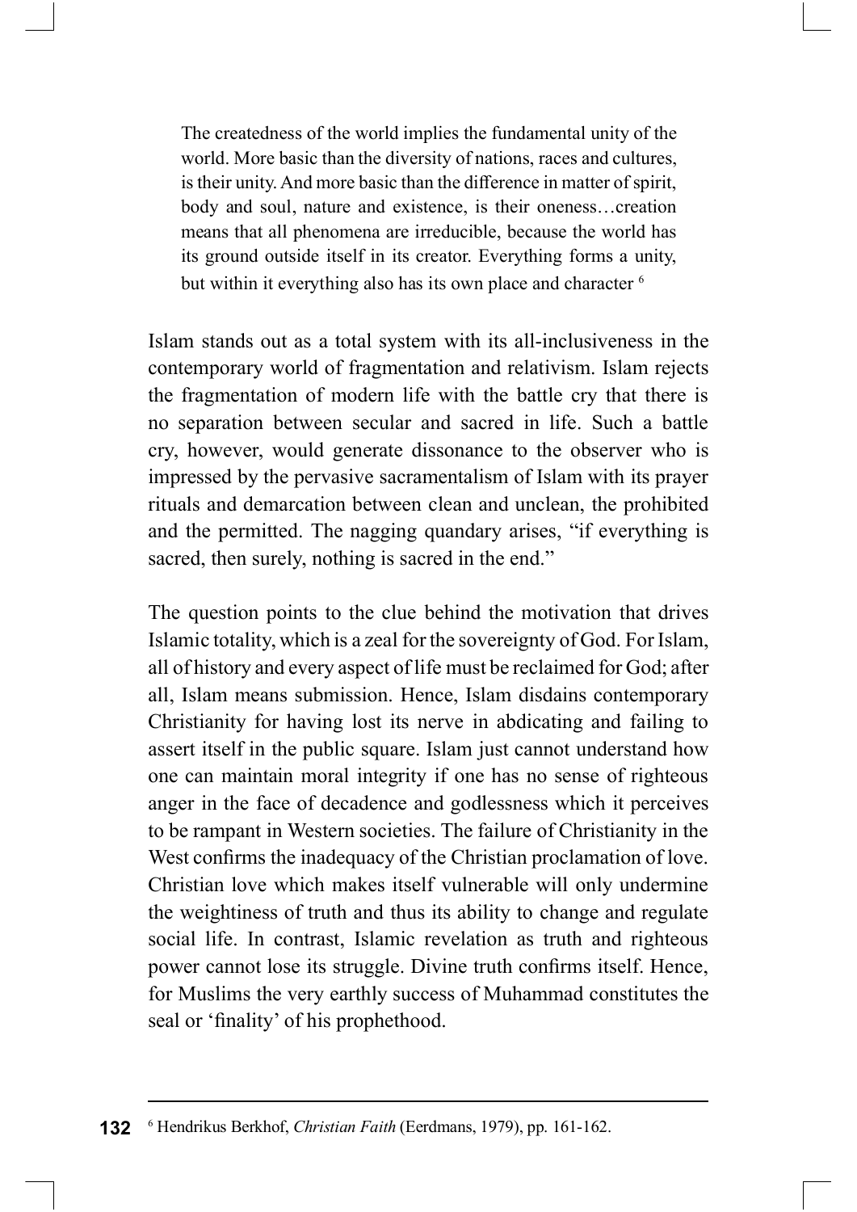> The createdness of the world implies the fundamental unity of the world. More basic than the diversity of nations, races and cultures, is their unity. And more basic than the difference in matter of spirit, body and soul, nature and existence, is their oneness…creation means that all phenomena are irreducible, because the world has its ground outside itself in its creator. Everything forms a unity, but within it everything also has its own place and character [6]

Islam stands out as a total system with its all-inclusiveness in the contemporary world of fragmentation and relativism. Islam rejects the fragmentation of modern life with the battle cry that there is no separation between secular and sacred in life. Such a battle cry, however, would generate dissonance to the observer who is impressed by the pervasive sacramentalism of Islam with its prayer rituals and demarcation between clean and unclean, the prohibited and the permitted. The nagging quandary arises, "if everything is sacred, then surely, nothing is sacred in the end."

The question points to the clue behind the motivation that drives Islamic totality, which is a zeal for the sovereignty of God. For Islam, all of history and every aspect of life must be reclaimed for God; after all, Islam means submission. Hence, Islam disdains contemporary Christianity for having lost its nerve in abdicating and failing to assert itself in the public square. Islam just cannot understand how one can maintain moral integrity if one has no sense of righteous anger in the face of decadence and godlessness which it perceives to be rampant in Western societies. The failure of Christianity in the West confirms the inadequacy of the Christian proclamation of love. Christian love which makes itself vulnerable will only undermine the weightiness of truth and thus its ability to change and regulate social life. In contrast, Islamic revelation as truth and righteous power cannot lose its struggle. Divine truth confirms itself. Hence, for Muslims the very earthly success of Muhammad constitutes the seal or 'finality' of his prophethood.

---

[6] Hendrikus Berkhof, *Christian Faith* (Eerdmans, 1979), pp. 161-162.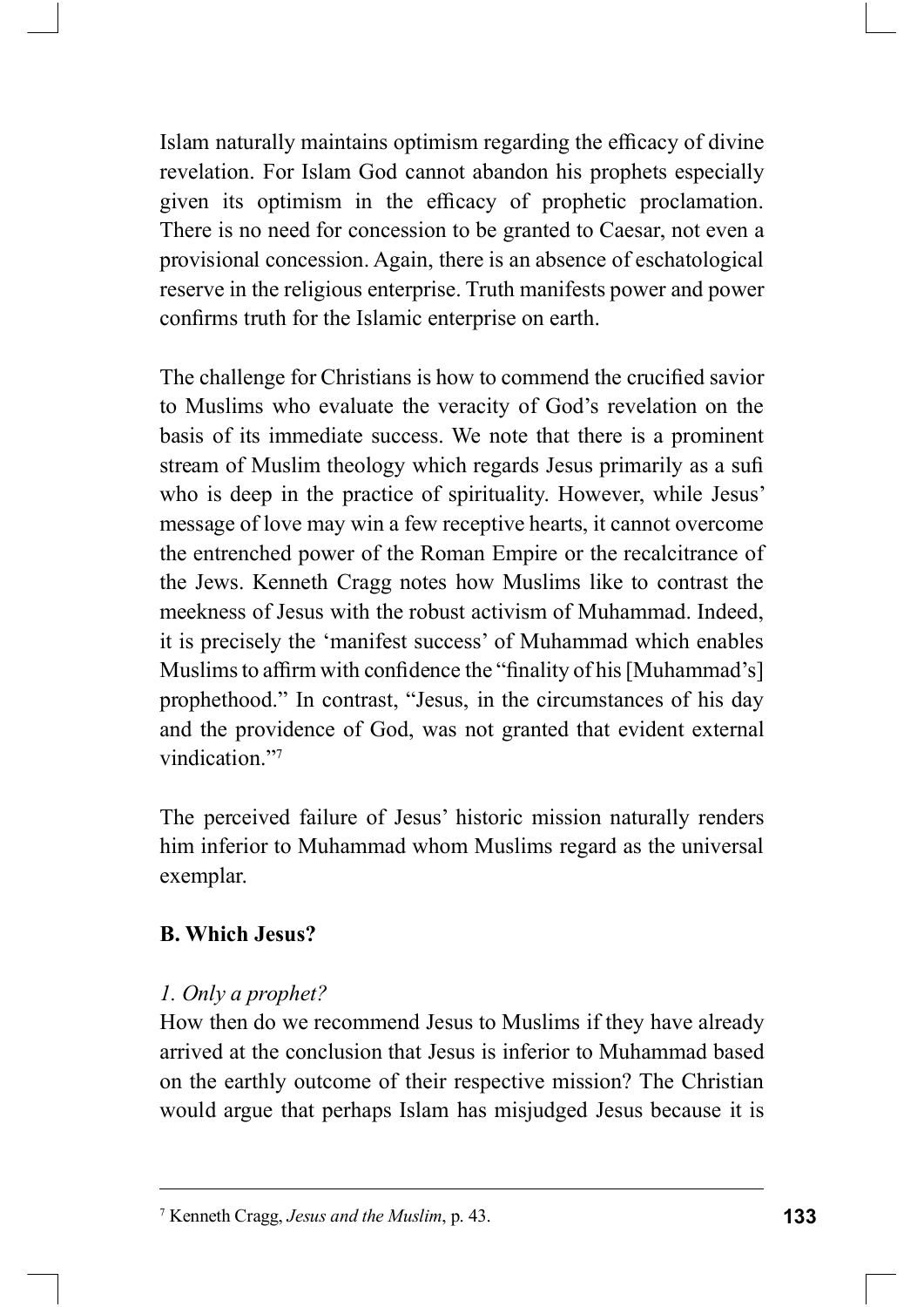Islam naturally maintains optimism regarding the efficacy of divine revelation. For Islam God cannot abandon his prophets especially given its optimism in the efficacy of prophetic proclamation. There is no need for concession to be granted to Caesar, not even a provisional concession. Again, there is an absence of eschatological reserve in the religious enterprise. Truth manifests power and power confirms truth for the Islamic enterprise on earth.

The challenge for Christians is how to commend the crucified savior to Muslims who evaluate the veracity of God's revelation on the basis of its immediate success. We note that there is a prominent stream of Muslim theology which regards Jesus primarily as a sufi who is deep in the practice of spirituality. However, while Jesus' message of love may win a few receptive hearts, it cannot overcome the entrenched power of the Roman Empire or the recalcitrance of the Jews. Kenneth Cragg notes how Muslims like to contrast the meekness of Jesus with the robust activism of Muhammad. Indeed, it is precisely the 'manifest success' of Muhammad which enables Muslims to affirm with confidence the "finality of his [Muhammad's] prophethood." In contrast, "Jesus, in the circumstances of his day and the providence of God, was not granted that evident external vindication."[7]

The perceived failure of Jesus' historic mission naturally renders him inferior to Muhammad whom Muslims regard as the universal exemplar.

### B. Which Jesus?

#### *1. Only a prophet?*

How then do we recommend Jesus to Muslims if they have already arrived at the conclusion that Jesus is inferior to Muhammad based on the earthly outcome of their respective mission? The Christian would argue that perhaps Islam has misjudged Jesus because it is

---

[7] Kenneth Cragg, *Jesus and the Muslim*, p. 43.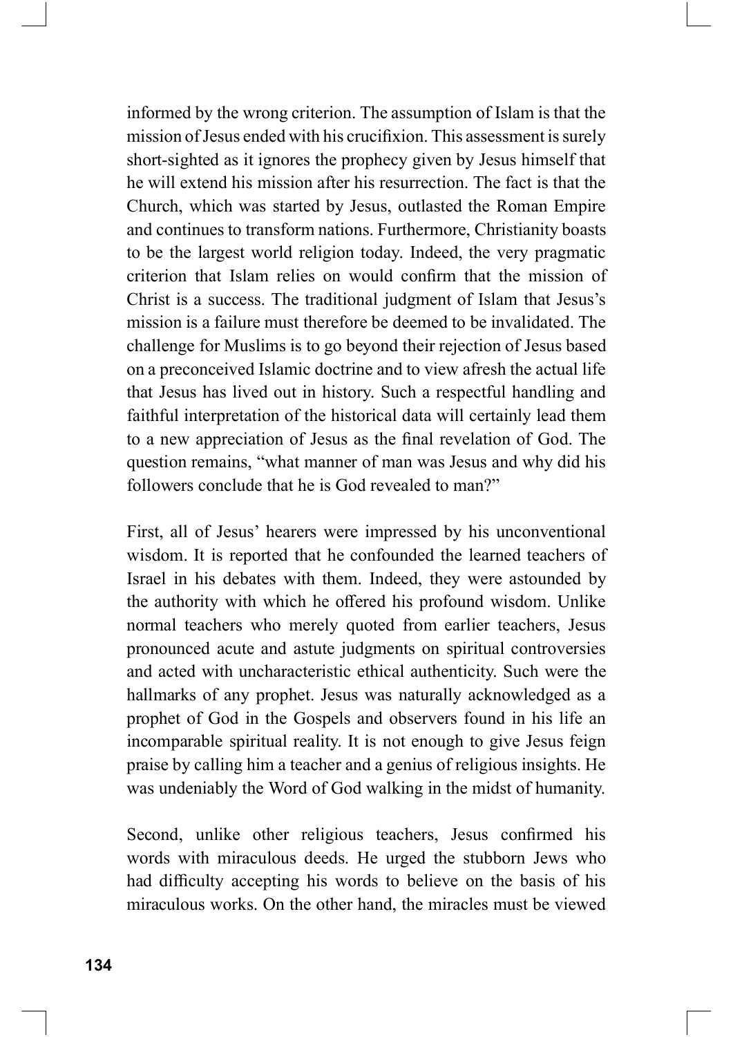informed by the wrong criterion. The assumption of Islam is that the mission of Jesus ended with his crucifixion. This assessment is surely short-sighted as it ignores the prophecy given by Jesus himself that he will extend his mission after his resurrection. The fact is that the Church, which was started by Jesus, outlasted the Roman Empire and continues to transform nations. Furthermore, Christianity boasts to be the largest world religion today. Indeed, the very pragmatic criterion that Islam relies on would confirm that the mission of Christ is a success. The traditional judgment of Islam that Jesus's mission is a failure must therefore be deemed to be invalidated. The challenge for Muslims is to go beyond their rejection of Jesus based on a preconceived Islamic doctrine and to view afresh the actual life that Jesus has lived out in history. Such a respectful handling and faithful interpretation of the historical data will certainly lead them to a new appreciation of Jesus as the final revelation of God. The question remains, "what manner of man was Jesus and why did his followers conclude that he is God revealed to man?"

First, all of Jesus' hearers were impressed by his unconventional wisdom. It is reported that he confounded the learned teachers of Israel in his debates with them. Indeed, they were astounded by the authority with which he offered his profound wisdom. Unlike normal teachers who merely quoted from earlier teachers, Jesus pronounced acute and astute judgments on spiritual controversies and acted with uncharacteristic ethical authenticity. Such were the hallmarks of any prophet. Jesus was naturally acknowledged as a prophet of God in the Gospels and observers found in his life an incomparable spiritual reality. It is not enough to give Jesus feign praise by calling him a teacher and a genius of religious insights. He was undeniably the Word of God walking in the midst of humanity.

Second, unlike other religious teachers, Jesus confirmed his words with miraculous deeds. He urged the stubborn Jews who had difficulty accepting his words to believe on the basis of his miraculous works. On the other hand, the miracles must be viewed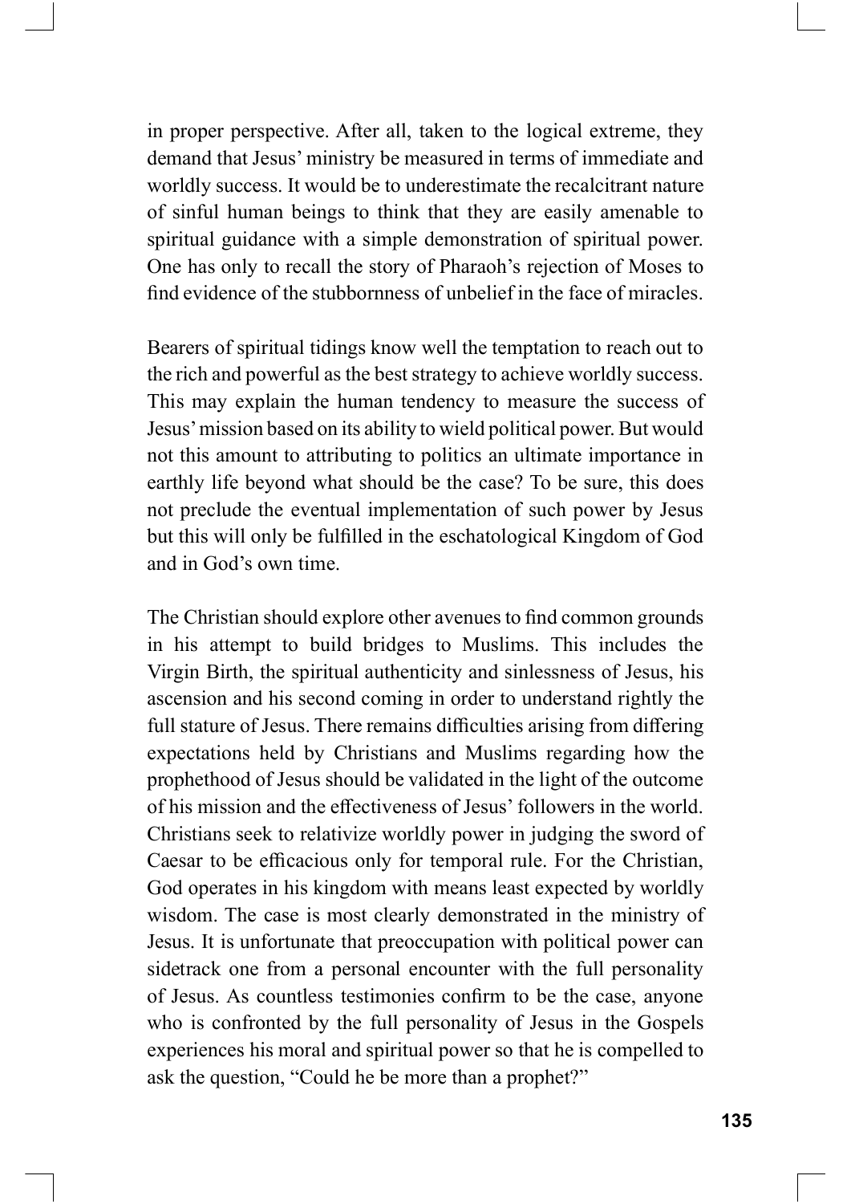in proper perspective. After all, taken to the logical extreme, they demand that Jesus' ministry be measured in terms of immediate and worldly success. It would be to underestimate the recalcitrant nature of sinful human beings to think that they are easily amenable to spiritual guidance with a simple demonstration of spiritual power. One has only to recall the story of Pharaoh's rejection of Moses to find evidence of the stubbornness of unbelief in the face of miracles.

Bearers of spiritual tidings know well the temptation to reach out to the rich and powerful as the best strategy to achieve worldly success. This may explain the human tendency to measure the success of Jesus' mission based on its ability to wield political power. But would not this amount to attributing to politics an ultimate importance in earthly life beyond what should be the case? To be sure, this does not preclude the eventual implementation of such power by Jesus but this will only be fulfilled in the eschatological Kingdom of God and in God's own time.

The Christian should explore other avenues to find common grounds in his attempt to build bridges to Muslims. This includes the Virgin Birth, the spiritual authenticity and sinlessness of Jesus, his ascension and his second coming in order to understand rightly the full stature of Jesus. There remains difficulties arising from differing expectations held by Christians and Muslims regarding how the prophethood of Jesus should be validated in the light of the outcome of his mission and the effectiveness of Jesus' followers in the world. Christians seek to relativize worldly power in judging the sword of Caesar to be efficacious only for temporal rule. For the Christian, God operates in his kingdom with means least expected by worldly wisdom. The case is most clearly demonstrated in the ministry of Jesus. It is unfortunate that preoccupation with political power can sidetrack one from a personal encounter with the full personality of Jesus. As countless testimonies confirm to be the case, anyone who is confronted by the full personality of Jesus in the Gospels experiences his moral and spiritual power so that he is compelled to ask the question, "Could he be more than a prophet?"